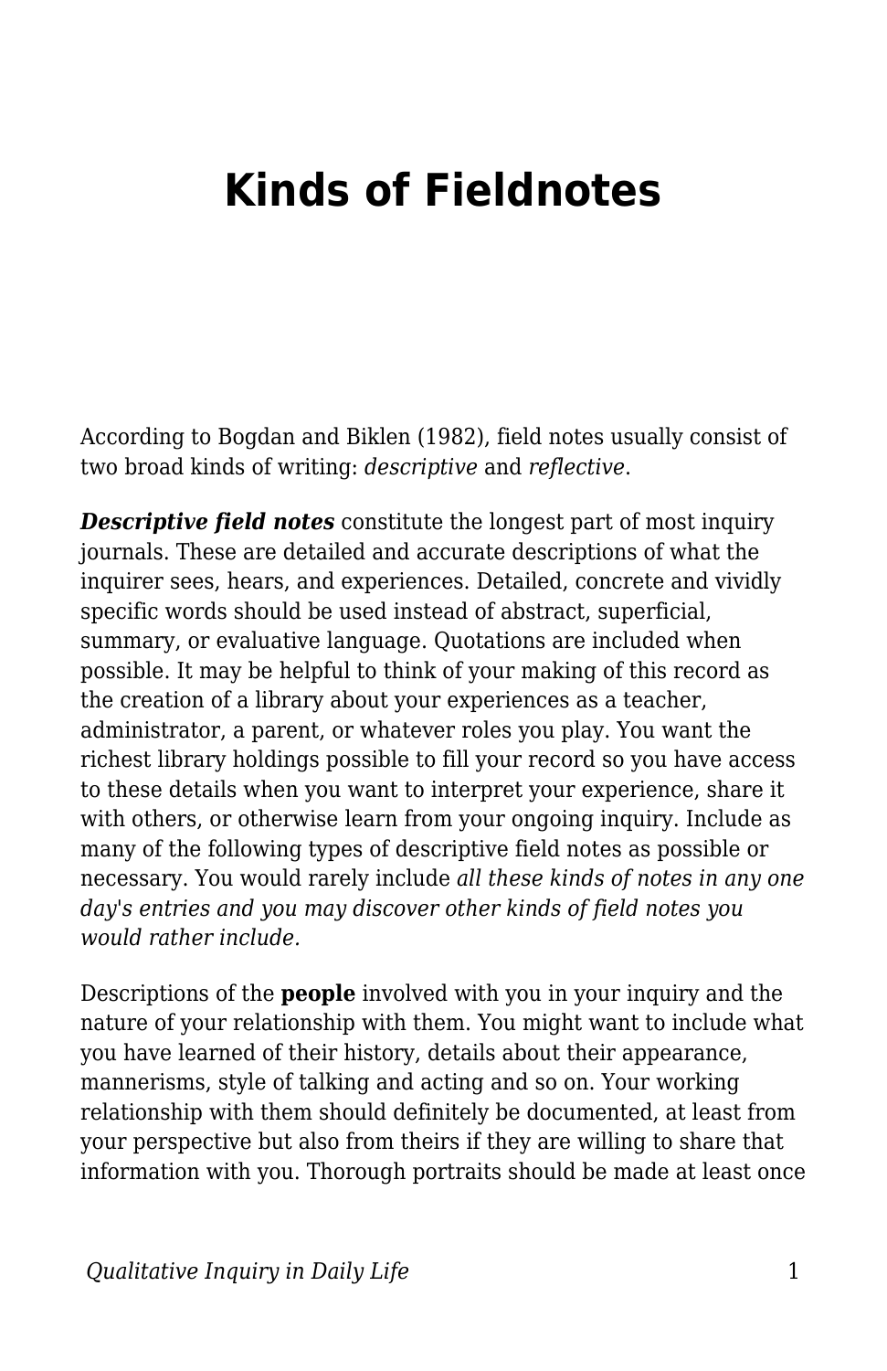# Kinds of Fieldnotes

According to Bogdan and Biklen (1982), field notes usually consist of two broad kinds of writing: *descriptive* and *reflective*.

***Descriptive field notes*** constitute the longest part of most inquiry journals. These are detailed and accurate descriptions of what the inquirer sees, hears, and experiences. Detailed, concrete and vividly specific words should be used instead of abstract, superficial, summary, or evaluative language. Quotations are included when possible. It may be helpful to think of your making of this record as the creation of a library about your experiences as a teacher, administrator, a parent, or whatever roles you play. You want the richest library holdings possible to fill your record so you have access to these details when you want to interpret your experience, share it with others, or otherwise learn from your ongoing inquiry. Include as many of the following types of descriptive field notes as possible or necessary. You would rarely include *all these kinds of notes in any one day's entries and you may discover other kinds of field notes you would rather include.*

Descriptions of the **people** involved with you in your inquiry and the nature of your relationship with them. You might want to include what you have learned of their history, details about their appearance, mannerisms, style of talking and acting and so on. Your working relationship with them should definitely be documented, at least from your perspective but also from theirs if they are willing to share that information with you. Thorough portraits should be made at least once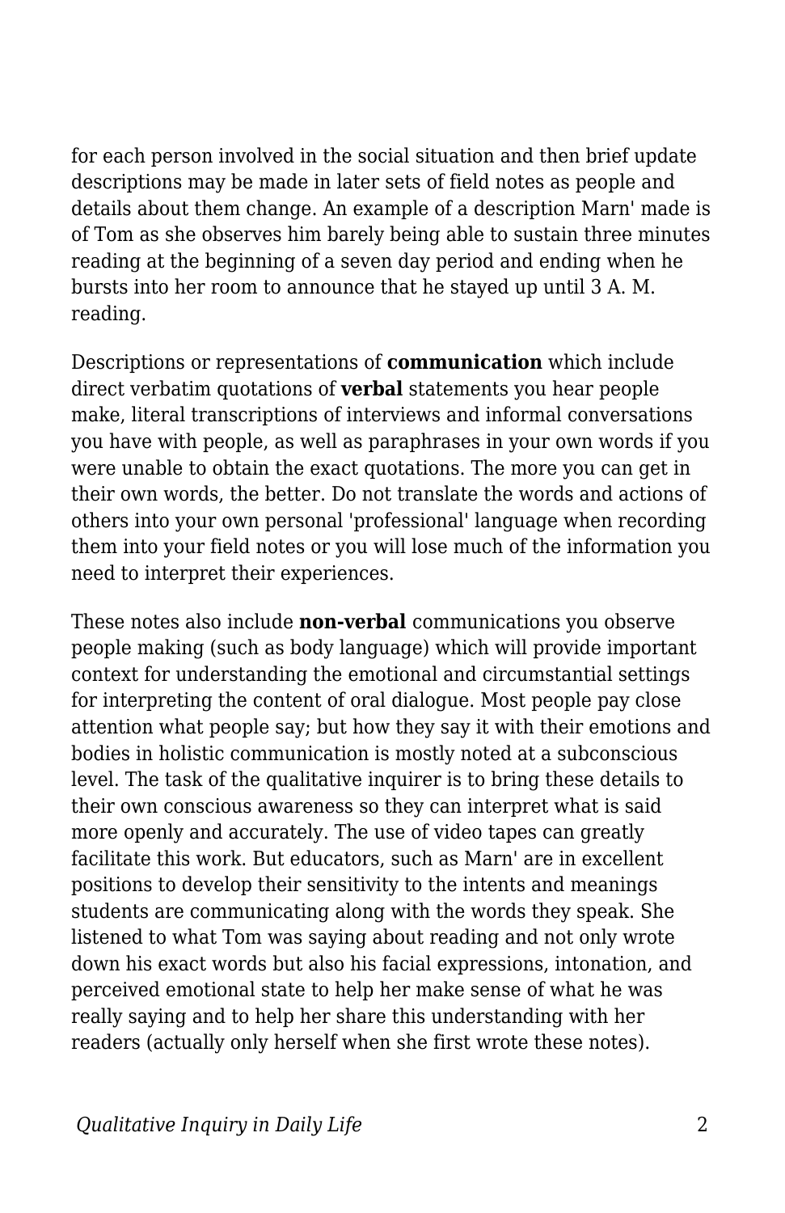for each person involved in the social situation and then brief update descriptions may be made in later sets of field notes as people and details about them change. An example of a description Marn' made is of Tom as she observes him barely being able to sustain three minutes reading at the beginning of a seven day period and ending when he bursts into her room to announce that he stayed up until 3 A. M. reading.

Descriptions or representations of **communication** which include direct verbatim quotations of **verbal** statements you hear people make, literal transcriptions of interviews and informal conversations you have with people, as well as paraphrases in your own words if you were unable to obtain the exact quotations. The more you can get in their own words, the better. Do not translate the words and actions of others into your own personal 'professional' language when recording them into your field notes or you will lose much of the information you need to interpret their experiences.

These notes also include **non-verbal** communications you observe people making (such as body language) which will provide important context for understanding the emotional and circumstantial settings for interpreting the content of oral dialogue. Most people pay close attention what people say; but how they say it with their emotions and bodies in holistic communication is mostly noted at a subconscious level. The task of the qualitative inquirer is to bring these details to their own conscious awareness so they can interpret what is said more openly and accurately. The use of video tapes can greatly facilitate this work. But educators, such as Marn' are in excellent positions to develop their sensitivity to the intents and meanings students are communicating along with the words they speak. She listened to what Tom was saying about reading and not only wrote down his exact words but also his facial expressions, intonation, and perceived emotional state to help her make sense of what he was really saying and to help her share this understanding with her readers (actually only herself when she first wrote these notes).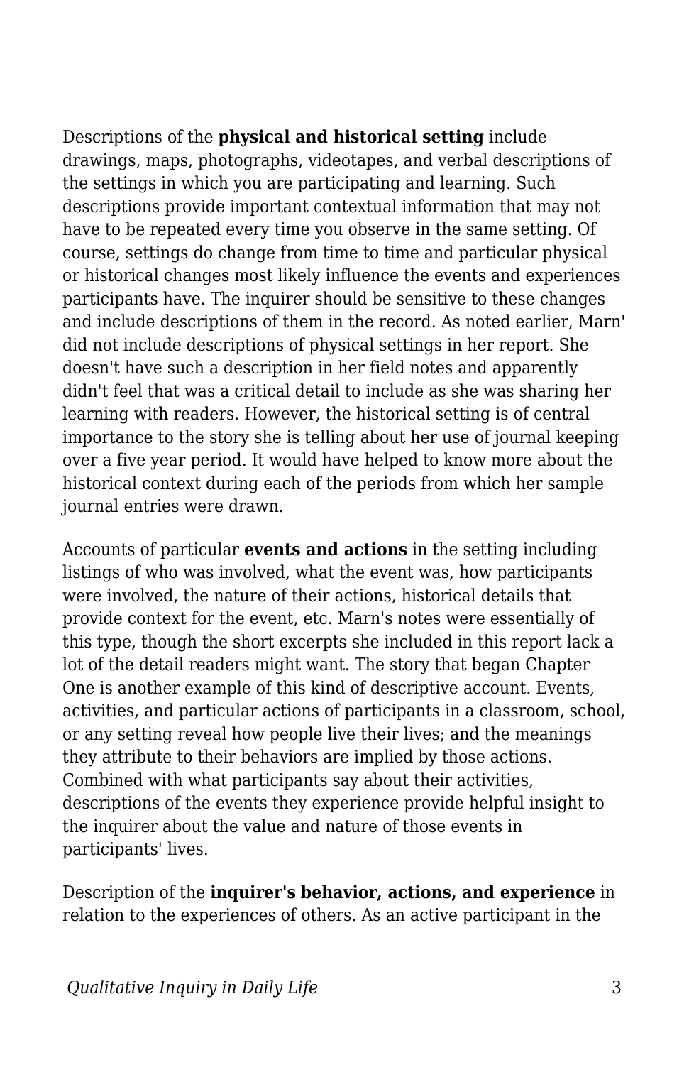Descriptions of the **physical and historical setting** include drawings, maps, photographs, videotapes, and verbal descriptions of the settings in which you are participating and learning. Such descriptions provide important contextual information that may not have to be repeated every time you observe in the same setting. Of course, settings do change from time to time and particular physical or historical changes most likely influence the events and experiences participants have. The inquirer should be sensitive to these changes and include descriptions of them in the record. As noted earlier, Marn' did not include descriptions of physical settings in her report. She doesn't have such a description in her field notes and apparently didn't feel that was a critical detail to include as she was sharing her learning with readers. However, the historical setting is of central importance to the story she is telling about her use of journal keeping over a five year period. It would have helped to know more about the historical context during each of the periods from which her sample journal entries were drawn.

Accounts of particular **events and actions** in the setting including listings of who was involved, what the event was, how participants were involved, the nature of their actions, historical details that provide context for the event, etc. Marn's notes were essentially of this type, though the short excerpts she included in this report lack a lot of the detail readers might want. The story that began Chapter One is another example of this kind of descriptive account. Events, activities, and particular actions of participants in a classroom, school, or any setting reveal how people live their lives; and the meanings they attribute to their behaviors are implied by those actions. Combined with what participants say about their activities, descriptions of the events they experience provide helpful insight to the inquirer about the value and nature of those events in participants' lives.

Description of the **inquirer's behavior, actions, and experience** in relation to the experiences of others. As an active participant in the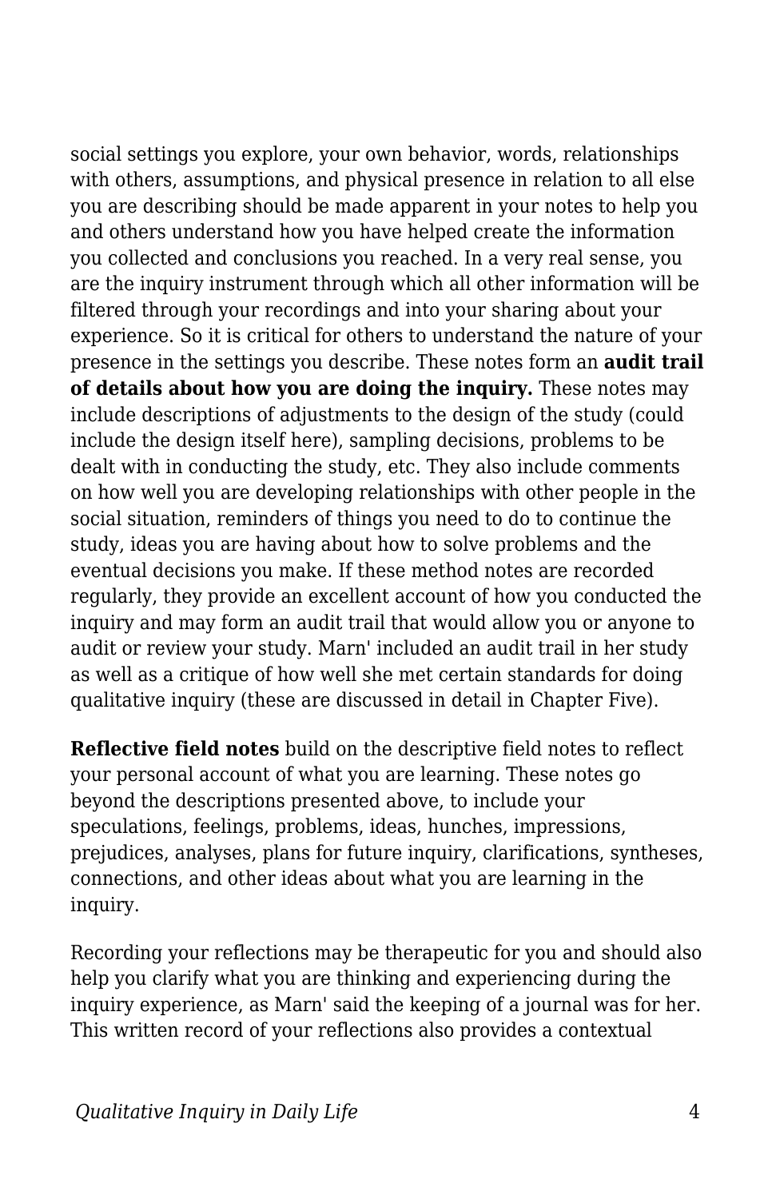social settings you explore, your own behavior, words, relationships with others, assumptions, and physical presence in relation to all else you are describing should be made apparent in your notes to help you and others understand how you have helped create the information you collected and conclusions you reached. In a very real sense, you are the inquiry instrument through which all other information will be filtered through your recordings and into your sharing about your experience. So it is critical for others to understand the nature of your presence in the settings you describe. These notes form an **audit trail of details about how you are doing the inquiry.** These notes may include descriptions of adjustments to the design of the study (could include the design itself here), sampling decisions, problems to be dealt with in conducting the study, etc. They also include comments on how well you are developing relationships with other people in the social situation, reminders of things you need to do to continue the study, ideas you are having about how to solve problems and the eventual decisions you make. If these method notes are recorded regularly, they provide an excellent account of how you conducted the inquiry and may form an audit trail that would allow you or anyone to audit or review your study. Marn' included an audit trail in her study as well as a critique of how well she met certain standards for doing qualitative inquiry (these are discussed in detail in Chapter Five).

**Reflective field notes** build on the descriptive field notes to reflect your personal account of what you are learning. These notes go beyond the descriptions presented above, to include your speculations, feelings, problems, ideas, hunches, impressions, prejudices, analyses, plans for future inquiry, clarifications, syntheses, connections, and other ideas about what you are learning in the inquiry.

Recording your reflections may be therapeutic for you and should also help you clarify what you are thinking and experiencing during the inquiry experience, as Marn' said the keeping of a journal was for her. This written record of your reflections also provides a contextual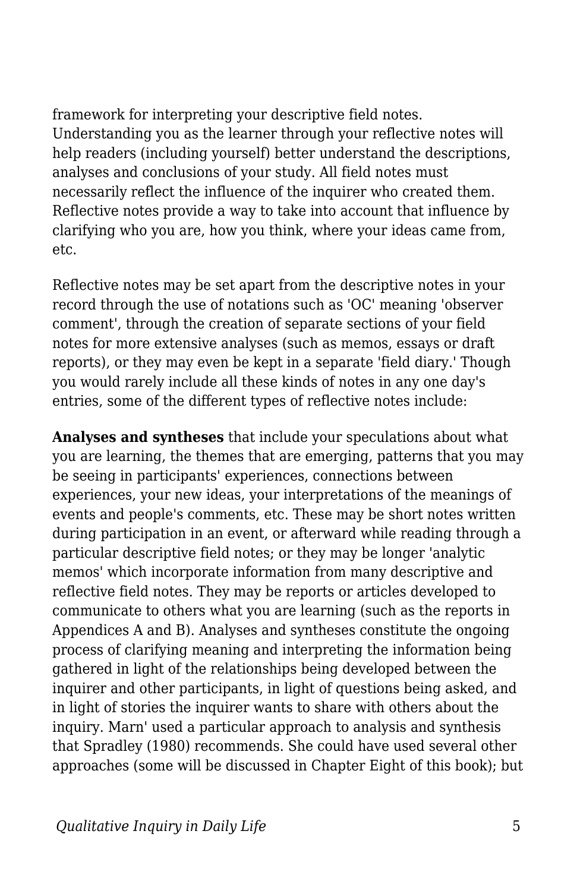framework for interpreting your descriptive field notes. Understanding you as the learner through your reflective notes will help readers (including yourself) better understand the descriptions, analyses and conclusions of your study. All field notes must necessarily reflect the influence of the inquirer who created them. Reflective notes provide a way to take into account that influence by clarifying who you are, how you think, where your ideas came from, etc.

Reflective notes may be set apart from the descriptive notes in your record through the use of notations such as 'OC' meaning 'observer comment', through the creation of separate sections of your field notes for more extensive analyses (such as memos, essays or draft reports), or they may even be kept in a separate 'field diary.' Though you would rarely include all these kinds of notes in any one day's entries, some of the different types of reflective notes include:

**Analyses and syntheses** that include your speculations about what you are learning, the themes that are emerging, patterns that you may be seeing in participants' experiences, connections between experiences, your new ideas, your interpretations of the meanings of events and people's comments, etc. These may be short notes written during participation in an event, or afterward while reading through a particular descriptive field notes; or they may be longer 'analytic memos' which incorporate information from many descriptive and reflective field notes. They may be reports or articles developed to communicate to others what you are learning (such as the reports in Appendices A and B). Analyses and syntheses constitute the ongoing process of clarifying meaning and interpreting the information being gathered in light of the relationships being developed between the inquirer and other participants, in light of questions being asked, and in light of stories the inquirer wants to share with others about the inquiry. Marn' used a particular approach to analysis and synthesis that Spradley (1980) recommends. She could have used several other approaches (some will be discussed in Chapter Eight of this book); but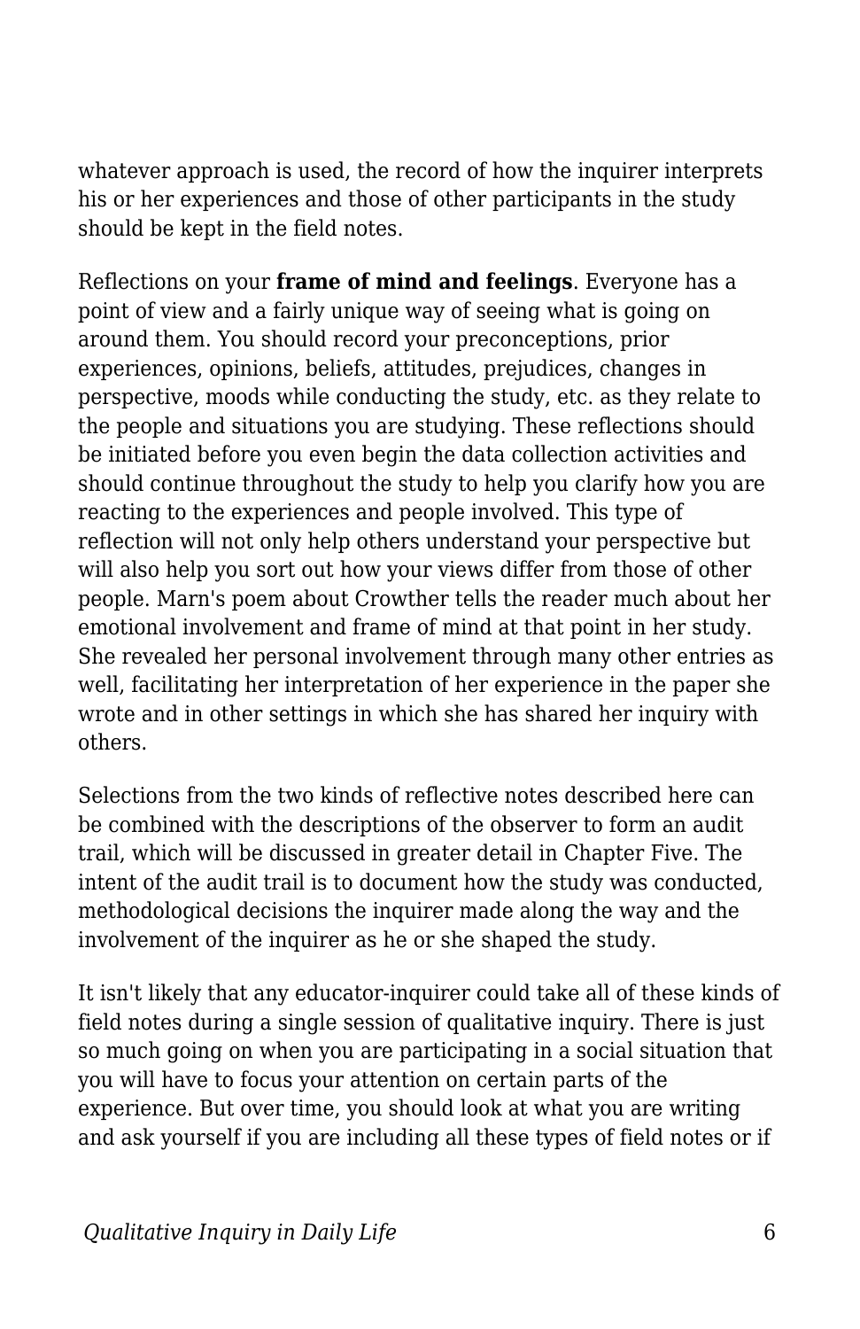whatever approach is used, the record of how the inquirer interprets his or her experiences and those of other participants in the study should be kept in the field notes.

Reflections on your **frame of mind and feelings**. Everyone has a point of view and a fairly unique way of seeing what is going on around them. You should record your preconceptions, prior experiences, opinions, beliefs, attitudes, prejudices, changes in perspective, moods while conducting the study, etc. as they relate to the people and situations you are studying. These reflections should be initiated before you even begin the data collection activities and should continue throughout the study to help you clarify how you are reacting to the experiences and people involved. This type of reflection will not only help others understand your perspective but will also help you sort out how your views differ from those of other people. Marn's poem about Crowther tells the reader much about her emotional involvement and frame of mind at that point in her study. She revealed her personal involvement through many other entries as well, facilitating her interpretation of her experience in the paper she wrote and in other settings in which she has shared her inquiry with others.

Selections from the two kinds of reflective notes described here can be combined with the descriptions of the observer to form an audit trail, which will be discussed in greater detail in Chapter Five. The intent of the audit trail is to document how the study was conducted, methodological decisions the inquirer made along the way and the involvement of the inquirer as he or she shaped the study.

It isn't likely that any educator-inquirer could take all of these kinds of field notes during a single session of qualitative inquiry. There is just so much going on when you are participating in a social situation that you will have to focus your attention on certain parts of the experience. But over time, you should look at what you are writing and ask yourself if you are including all these types of field notes or if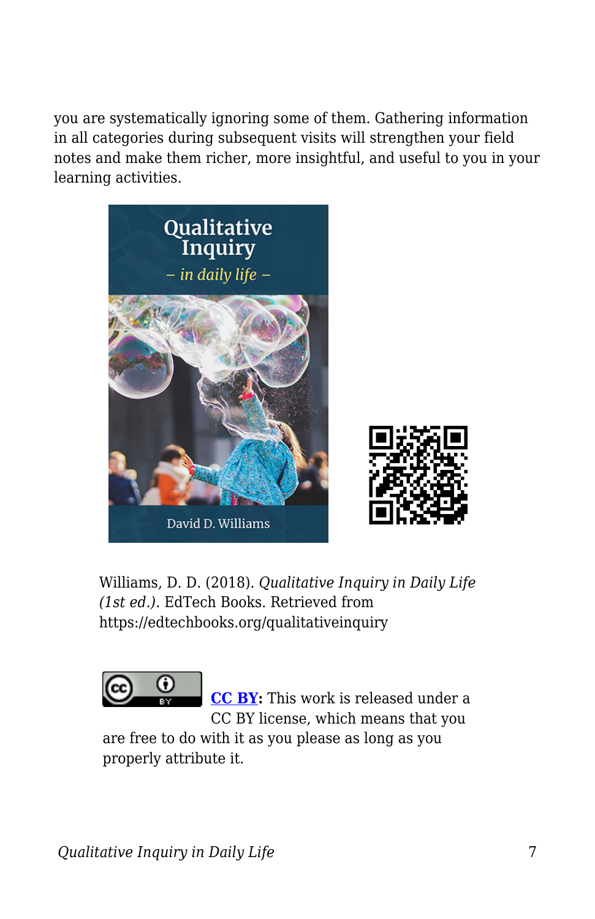you are systematically ignoring some of them. Gathering information in all categories during subsequent visits will strengthen your field notes and make them richer, more insightful, and useful to you in your learning activities.

Williams, D. D. (2018). *Qualitative Inquiry in Daily Life (1st ed.)*. EdTech Books. Retrieved from https://edtechbooks.org/qualitativeinquiry

**CC BY:** This work is released under a CC BY license, which means that you are free to do with it as you please as long as you properly attribute it.